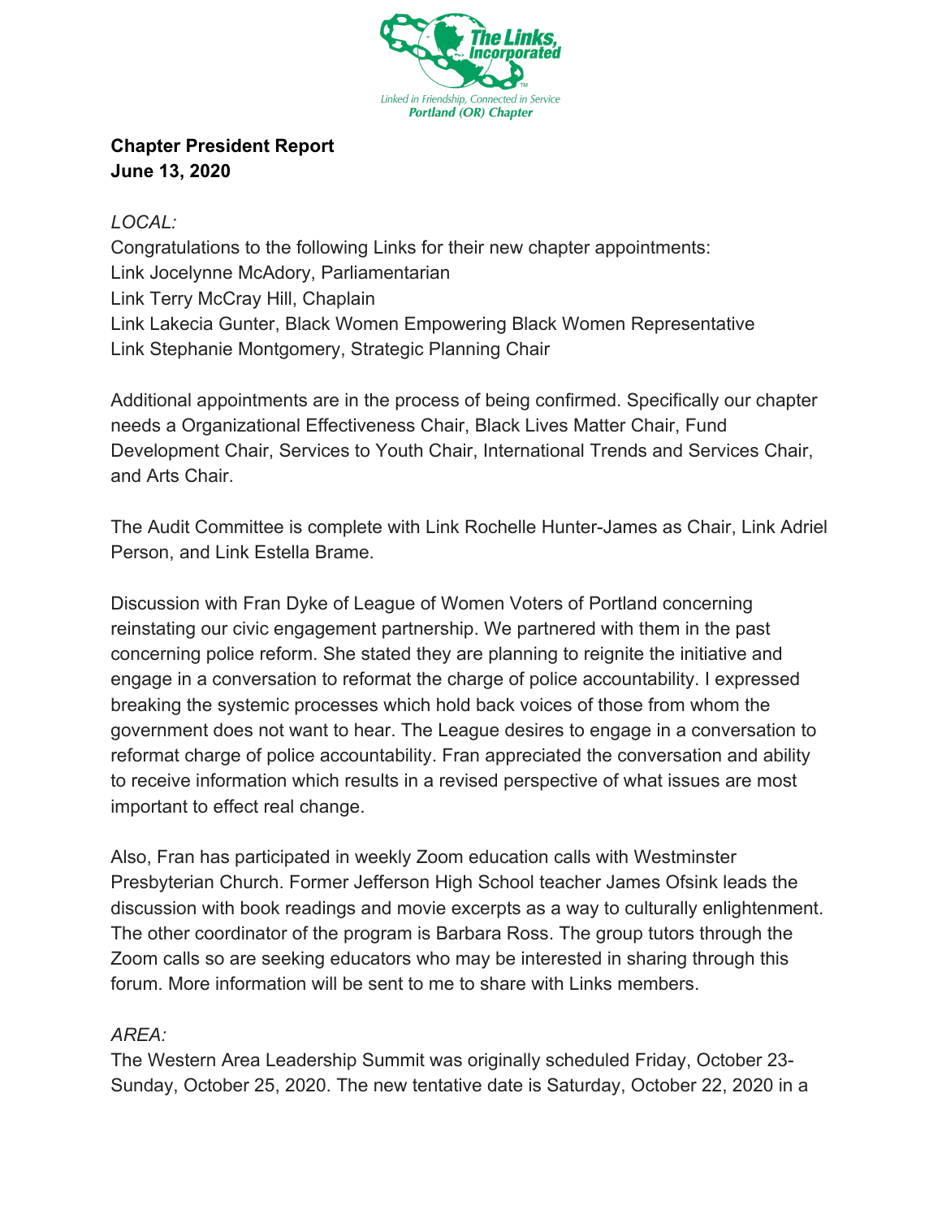The Links, Incorporated

Linked in Friendship, Connected in Service
Portland (OR) Chapter

**Chapter President Report**
**June 13, 2020**

*LOCAL:*
Congratulations to the following Links for their new chapter appointments:
Link Jocelynne McAdory, Parliamentarian
Link Terry McCray Hill, Chaplain
Link Lakecia Gunter, Black Women Empowering Black Women Representative
Link Stephanie Montgomery, Strategic Planning Chair

Additional appointments are in the process of being confirmed. Specifically our chapter needs a Organizational Effectiveness Chair, Black Lives Matter Chair, Fund Development Chair, Services to Youth Chair, International Trends and Services Chair, and Arts Chair.

The Audit Committee is complete with Link Rochelle Hunter-James as Chair, Link Adriel Person, and Link Estella Brame.

Discussion with Fran Dyke of League of Women Voters of Portland concerning reinstating our civic engagement partnership. We partnered with them in the past concerning police reform. She stated they are planning to reignite the initiative and engage in a conversation to reformat the charge of police accountability. I expressed breaking the systemic processes which hold back voices of those from whom the government does not want to hear. The League desires to engage in a conversation to reformat charge of police accountability. Fran appreciated the conversation and ability to receive information which results in a revised perspective of what issues are most important to effect real change.

Also, Fran has participated in weekly Zoom education calls with Westminster Presbyterian Church. Former Jefferson High School teacher James Ofsink leads the discussion with book readings and movie excerpts as a way to culturally enlightenment. The other coordinator of the program is Barbara Ross. The group tutors through the Zoom calls so are seeking educators who may be interested in sharing through this forum. More information will be sent to me to share with Links members.

*AREA:*
The Western Area Leadership Summit was originally scheduled Friday, October 23-Sunday, October 25, 2020. The new tentative date is Saturday, October 22, 2020 in a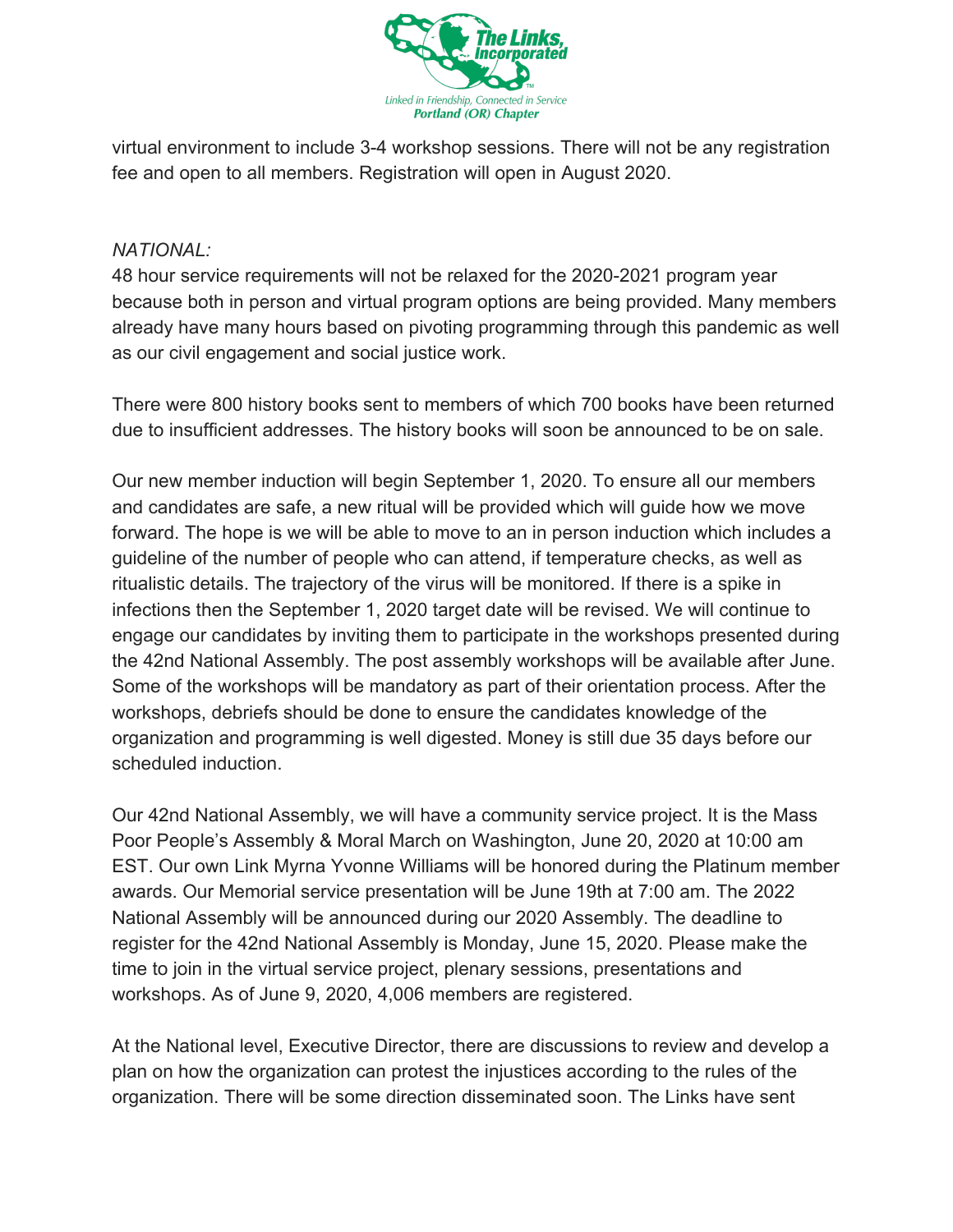virtual environment to include 3-4 workshop sessions. There will not be any registration fee and open to all members. Registration will open in August 2020.

*NATIONAL:*

48 hour service requirements will not be relaxed for the 2020-2021 program year because both in person and virtual program options are being provided. Many members already have many hours based on pivoting programming through this pandemic as well as our civil engagement and social justice work.

There were 800 history books sent to members of which 700 books have been returned due to insufficient addresses. The history books will soon be announced to be on sale.

Our new member induction will begin September 1, 2020. To ensure all our members and candidates are safe, a new ritual will be provided which will guide how we move forward. The hope is we will be able to move to an in person induction which includes a guideline of the number of people who can attend, if temperature checks, as well as ritualistic details. The trajectory of the virus will be monitored. If there is a spike in infections then the September 1, 2020 target date will be revised. We will continue to engage our candidates by inviting them to participate in the workshops presented during the 42nd National Assembly. The post assembly workshops will be available after June. Some of the workshops will be mandatory as part of their orientation process. After the workshops, debriefs should be done to ensure the candidates knowledge of the organization and programming is well digested. Money is still due 35 days before our scheduled induction.

Our 42nd National Assembly, we will have a community service project. It is the Mass Poor People's Assembly & Moral March on Washington, June 20, 2020 at 10:00 am EST. Our own Link Myrna Yvonne Williams will be honored during the Platinum member awards. Our Memorial service presentation will be June 19th at 7:00 am. The 2022 National Assembly will be announced during our 2020 Assembly. The deadline to register for the 42nd National Assembly is Monday, June 15, 2020. Please make the time to join in the virtual service project, plenary sessions, presentations and workshops. As of June 9, 2020, 4,006 members are registered.

At the National level, Executive Director, there are discussions to review and develop a plan on how the organization can protest the injustices according to the rules of the organization. There will be some direction disseminated soon. The Links have sent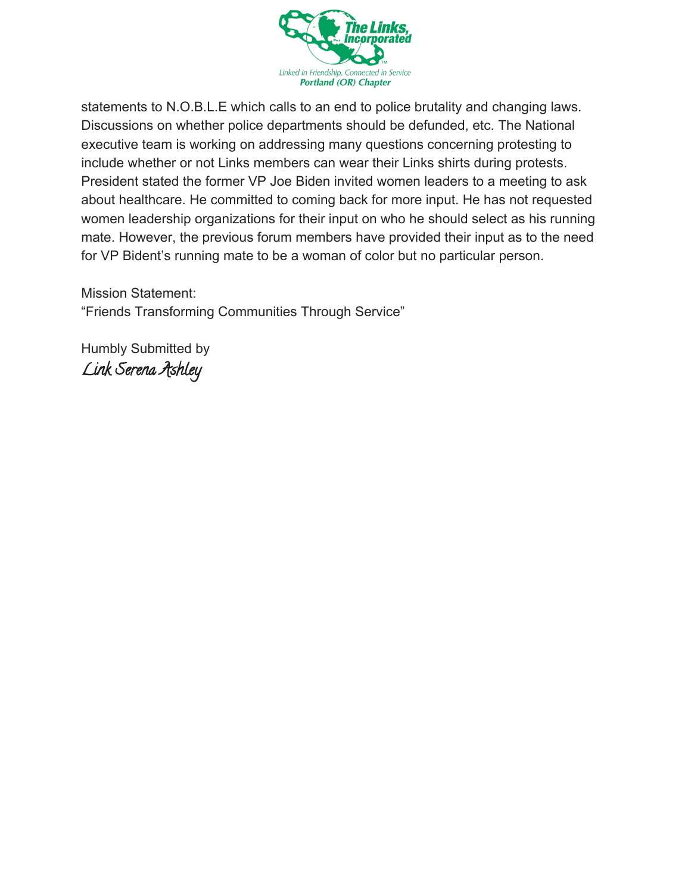statements to N.O.B.L.E which calls to an end to police brutality and changing laws. Discussions on whether police departments should be defunded, etc. The National executive team is working on addressing many questions concerning protesting to include whether or not Links members can wear their Links shirts during protests. President stated the former VP Joe Biden invited women leaders to a meeting to ask about healthcare. He committed to coming back for more input. He has not requested women leadership organizations for their input on who he should select as his running mate. However, the previous forum members have provided their input as to the need for VP Bident's running mate to be a woman of color but no particular person.

Mission Statement:
"Friends Transforming Communities Through Service"

Humbly Submitted by
*Link Serena Ashley*